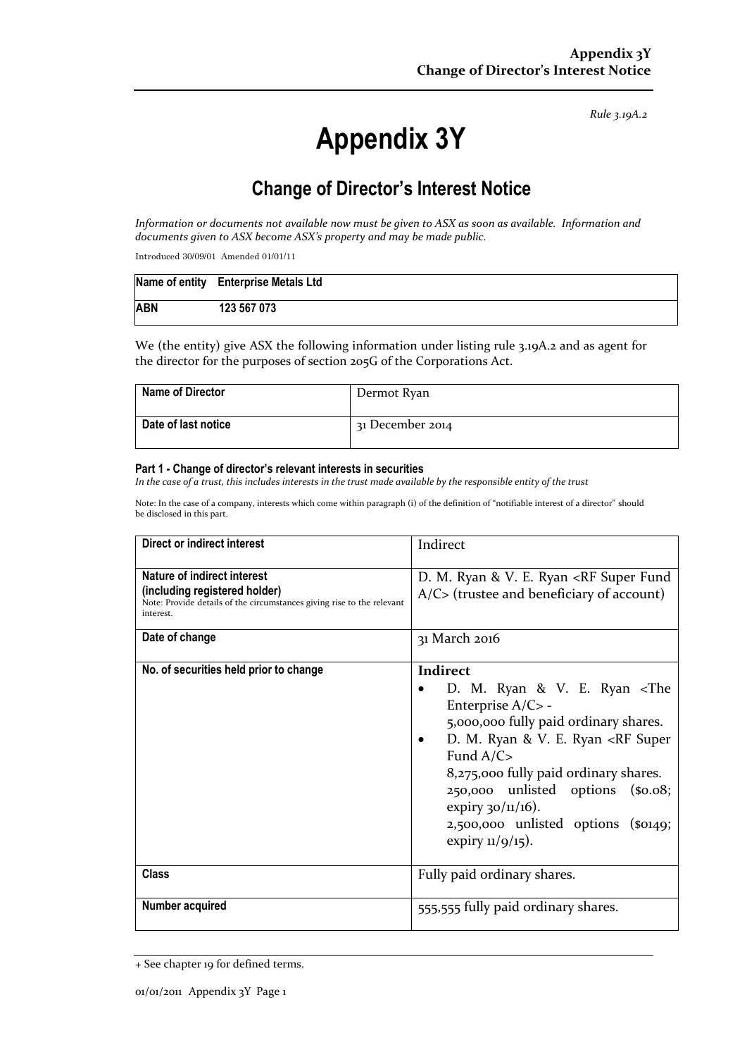*Rule 3.19A.2*

# Appendix 3Y

## Change of Director's Interest Notice

*Information or documents not available now must be given to ASX as soon as available. Information and documents given to ASX become ASX's property and may be made public.*

Introduced 30/09/01 Amended 01/01/11

| Name of entity | Enterprise Metals Ltd |
|---|---|
| ABN | 123 567 073 |

We (the entity) give ASX the following information under listing rule 3.19A.2 and as agent for the director for the purposes of section 205G of the Corporations Act.

| Name of Director | Dermot Ryan |
|---|---|
| Date of last notice | 31 December 2014 |

#### Part 1 - Change of director's relevant interests in securities

*In the case of a trust, this includes interests in the trust made available by the responsible entity of the trust*

Note: In the case of a company, interests which come within paragraph (i) of the definition of "notifiable interest of a director" should be disclosed in this part.

| Direct or indirect interest | Indirect |
|---|---|
| **Nature of indirect interest (including registered holder)**<br>Note: Provide details of the circumstances giving rise to the relevant interest. | D. M. Ryan & V. E. Ryan <RF Super Fund A/C> (trustee and beneficiary of account) |
| **Date of change** | 31 March 2016 |
| **No. of securities held prior to change** | **Indirect**<br>• D. M. Ryan & V. E. Ryan <The Enterprise A/C> - 5,000,000 fully paid ordinary shares.<br>• D. M. Ryan & V. E. Ryan <RF Super Fund A/C> 8,275,000 fully paid ordinary shares. 250,000 unlisted options ($0.08; expiry 30/11/16). 2,500,000 unlisted options ($0149; expiry 11/9/15). |
| **Class** | Fully paid ordinary shares. |
| **Number acquired** | 555,555 fully paid ordinary shares. |

+ See chapter 19 for defined terms.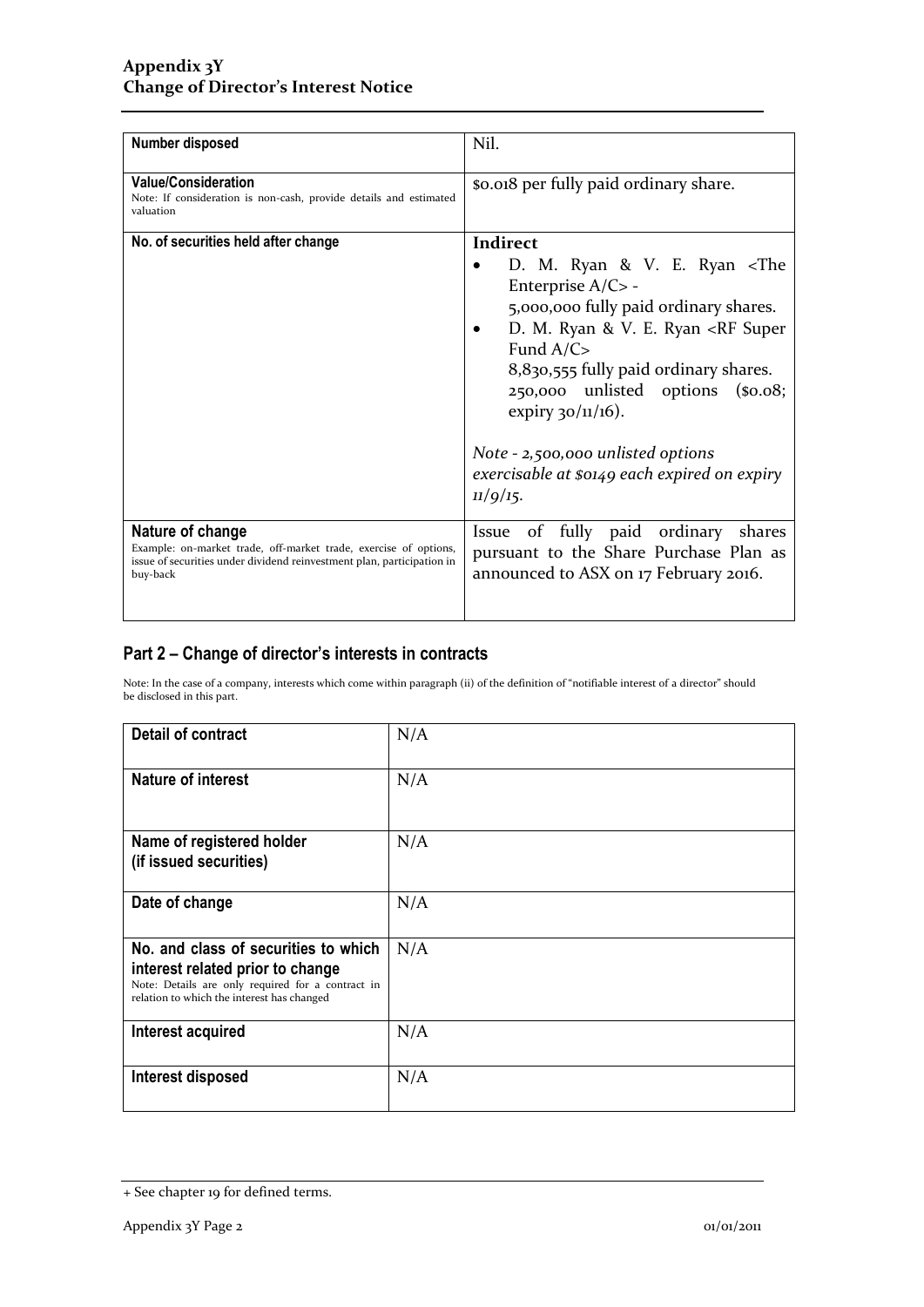| | |
|---|---|
| **Number disposed** | Nil. |
| **Value/Consideration**<br>Note: If consideration is non-cash, provide details and estimated valuation | $0.018 per fully paid ordinary share. |
| **No. of securities held after change** | **Indirect**<br>• D. M. Ryan & V. E. Ryan <The Enterprise A/C> - 5,000,000 fully paid ordinary shares.<br>• D. M. Ryan & V. E. Ryan <RF Super Fund A/C> 8,830,555 fully paid ordinary shares. 250,000 unlisted options ($0.08; expiry 30/11/16).<br><br>*Note - 2,500,000 unlisted options exercisable at $0149 each expired on expiry 11/9/15.* |
| **Nature of change**<br>Example: on-market trade, off-market trade, exercise of options, issue of securities under dividend reinvestment plan, participation in buy-back | Issue of fully paid ordinary shares pursuant to the Share Purchase Plan as announced to ASX on 17 February 2016. |

## Part 2 – Change of director's interests in contracts

Note: In the case of a company, interests which come within paragraph (ii) of the definition of "notifiable interest of a director" should be disclosed in this part.

| | |
|---|---|
| **Detail of contract** | N/A |
| **Nature of interest** | N/A |
| **Name of registered holder (if issued securities)** | N/A |
| **Date of change** | N/A |
| **No. and class of securities to which interest related prior to change**<br>Note: Details are only required for a contract in relation to which the interest has changed | N/A |
| **Interest acquired** | N/A |
| **Interest disposed** | N/A |

+ See chapter 19 for defined terms.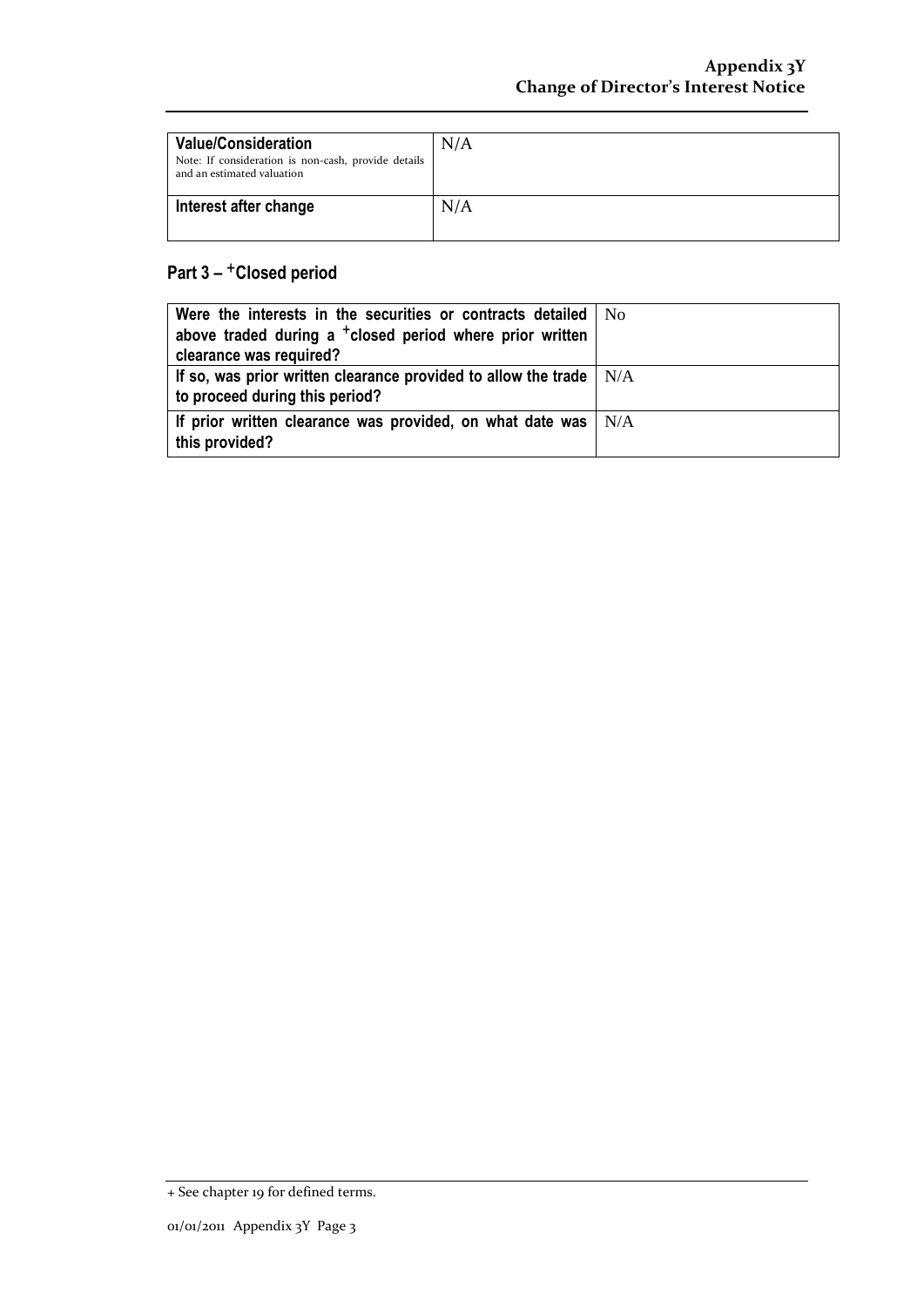| | |
|---|---|
| **Value/Consideration**<br>Note: If consideration is non-cash, provide details and an estimated valuation | N/A |
| **Interest after change** | N/A |

## Part 3 – +Closed period

| | |
|---|---|
| **Were the interests in the securities or contracts detailed above traded during a +closed period where prior written clearance was required?** | No |
| **If so, was prior written clearance provided to allow the trade to proceed during this period?** | N/A |
| **If prior written clearance was provided, on what date was this provided?** | N/A |

+ See chapter 19 for defined terms.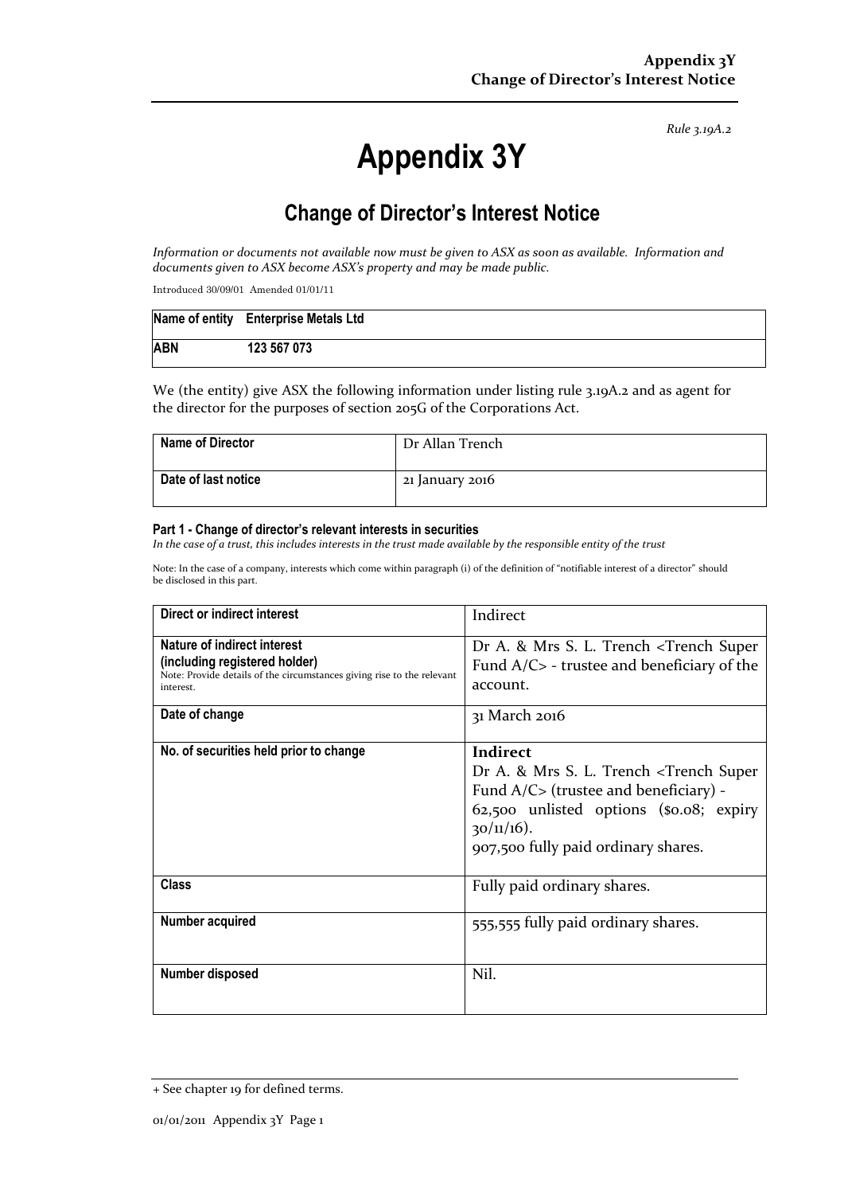*Rule 3.19A.2*

# Appendix 3Y

## Change of Director's Interest Notice

*Information or documents not available now must be given to ASX as soon as available. Information and documents given to ASX become ASX's property and may be made public.*

Introduced 30/09/01 Amended 01/01/11

| **Name of entity** | **Enterprise Metals Ltd** |
|---|---|
| **ABN** | **123 567 073** |

We (the entity) give ASX the following information under listing rule 3.19A.2 and as agent for the director for the purposes of section 205G of the Corporations Act.

| **Name of Director** | Dr Allan Trench |
|---|---|
| **Date of last notice** | 21 January 2016 |

#### Part 1 - Change of director's relevant interests in securities

*In the case of a trust, this includes interests in the trust made available by the responsible entity of the trust*

Note: In the case of a company, interests which come within paragraph (i) of the definition of "notifiable interest of a director" should be disclosed in this part.

| **Direct or indirect interest** | Indirect |
|---|---|
| **Nature of indirect interest (including registered holder)**<br>Note: Provide details of the circumstances giving rise to the relevant interest. | Dr A. & Mrs S. L. Trench <Trench Super Fund A/C> - trustee and beneficiary of the account. |
| **Date of change** | 31 March 2016 |
| **No. of securities held prior to change** | **Indirect**<br>Dr A. & Mrs S. L. Trench <Trench Super Fund A/C> (trustee and beneficiary) - 62,500 unlisted options ($0.08; expiry 30/11/16).<br>907,500 fully paid ordinary shares. |
| **Class** | Fully paid ordinary shares. |
| **Number acquired** | 555,555 fully paid ordinary shares. |
| **Number disposed** | Nil. |

+ See chapter 19 for defined terms.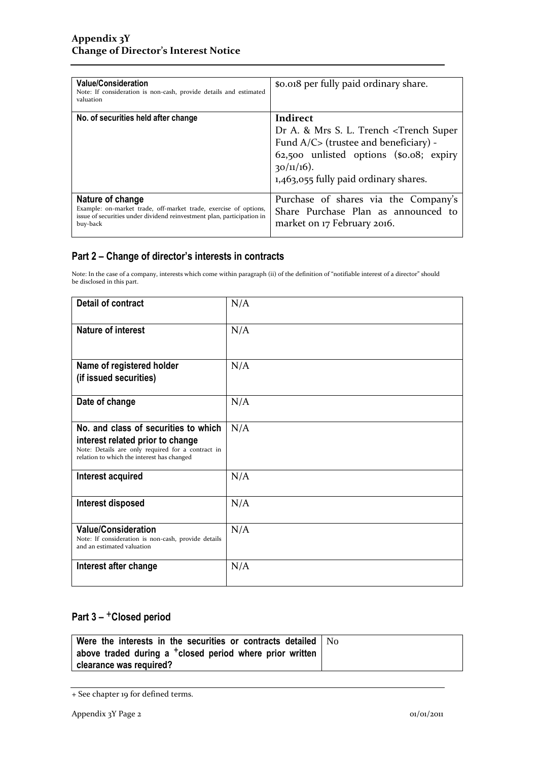| **Value/Consideration**<br>Note: If consideration is non-cash, provide details and estimated valuation | $0.018 per fully paid ordinary share. |
| --- | --- |
| **No. of securities held after change** | **Indirect**<br>Dr A. & Mrs S. L. Trench <Trench Super Fund A/C> (trustee and beneficiary) - 62,500 unlisted options ($0.08; expiry 30/11/16).<br>1,463,055 fully paid ordinary shares. |
| **Nature of change**<br>Example: on-market trade, off-market trade, exercise of options, issue of securities under dividend reinvestment plan, participation in buy-back | Purchase of shares via the Company's Share Purchase Plan as announced to market on 17 February 2016. |

## Part 2 – Change of director's interests in contracts

Note: In the case of a company, interests which come within paragraph (ii) of the definition of "notifiable interest of a director" should be disclosed in this part.

| **Detail of contract** | N/A |
| --- | --- |
| **Nature of interest** | N/A |
| **Name of registered holder (if issued securities)** | N/A |
| **Date of change** | N/A |
| **No. and class of securities to which interest related prior to change**<br>Note: Details are only required for a contract in relation to which the interest has changed | N/A |
| **Interest acquired** | N/A |
| **Interest disposed** | N/A |
| **Value/Consideration**<br>Note: If consideration is non-cash, provide details and an estimated valuation | N/A |
| **Interest after change** | N/A |

## Part 3 – +Closed period

| **Were the interests in the securities or contracts detailed above traded during a +closed period where prior written clearance was required?** | No |
| --- | --- |

+ See chapter 19 for defined terms.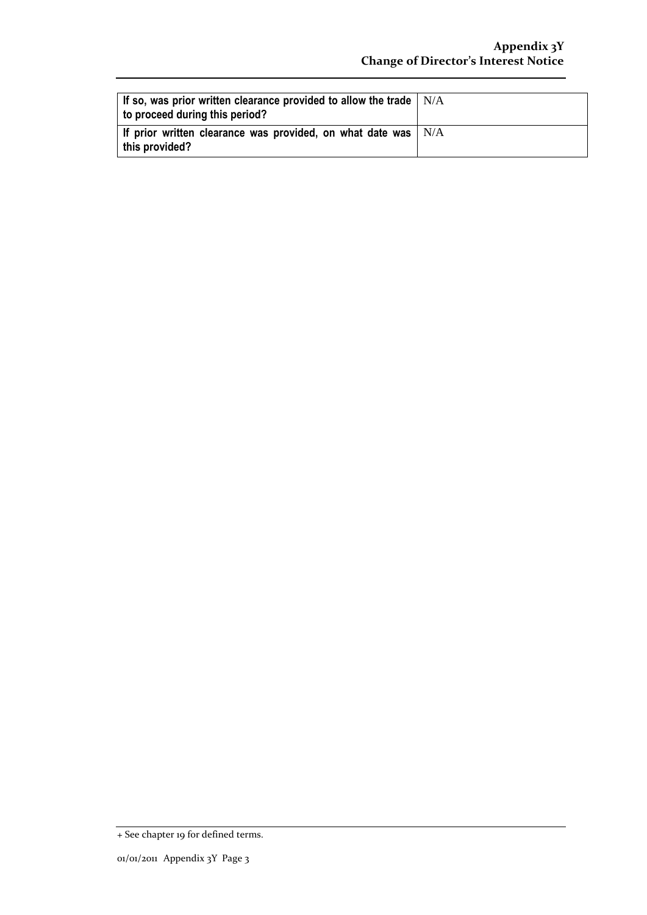| | |
|---|---|
| **If so, was prior written clearance provided to allow the trade to proceed during this period?** | N/A |
| **If prior written clearance was provided, on what date was this provided?** | N/A |

+ See chapter 19 for defined terms.